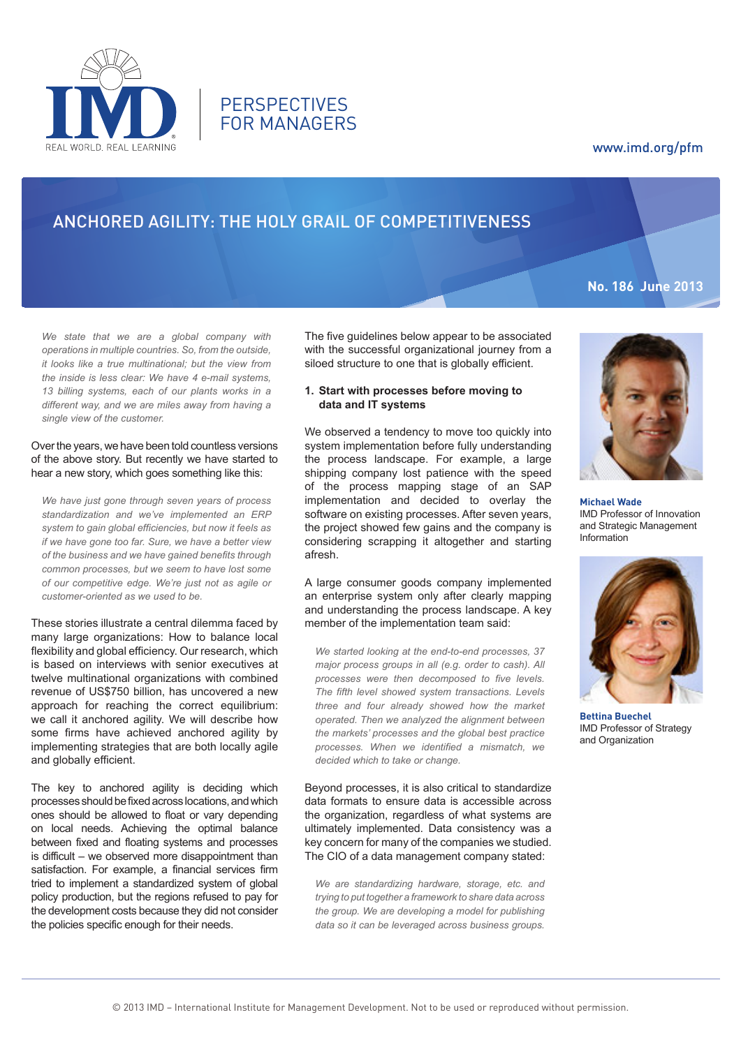PERSPECTIVES FOR MANAGERS

www.imd.org/pfm

# ANCHORED AGILITY: THE HOLY GRAIL OF COMPETITIVENESS

**No. 186 June 2013**

**Michael Wade**
IMD Professor of Innovation and Strategic Management Information

**Bettina Buechel**
IMD Professor of Strategy and Organization

*We state that we are a global company with operations in multiple countries. So, from the outside, it looks like a true multinational; but the view from the inside is less clear: We have 4 e-mail systems, 13 billing systems, each of our plants works in a different way, and we are miles away from having a single view of the customer.*

Over the years, we have been told countless versions of the above story. But recently we have started to hear a new story, which goes something like this:

*We have just gone through seven years of process standardization and we've implemented an ERP system to gain global efficiencies, but now it feels as if we have gone too far. Sure, we have a better view of the business and we have gained benefits through common processes, but we seem to have lost some of our competitive edge. We're just not as agile or customer-oriented as we used to be.*

These stories illustrate a central dilemma faced by many large organizations: How to balance local flexibility and global efficiency. Our research, which is based on interviews with senior executives at twelve multinational organizations with combined revenue of US$750 billion, has uncovered a new approach for reaching the correct equilibrium: we call it anchored agility. We will describe how some firms have achieved anchored agility by implementing strategies that are both locally agile and globally efficient.

The key to anchored agility is deciding which processes should be fixed across locations, and which ones should be allowed to float or vary depending on local needs. Achieving the optimal balance between fixed and floating systems and processes is difficult – we observed more disappointment than satisfaction. For example, a financial services firm tried to implement a standardized system of global policy production, but the regions refused to pay for the development costs because they did not consider the policies specific enough for their needs.

The five guidelines below appear to be associated with the successful organizational journey from a siloed structure to one that is globally efficient.

**1. Start with processes before moving to data and IT systems**

We observed a tendency to move too quickly into system implementation before fully understanding the process landscape. For example, a large shipping company lost patience with the speed of the process mapping stage of an SAP implementation and decided to overlay the software on existing processes. After seven years, the project showed few gains and the company is considering scrapping it altogether and starting afresh.

A large consumer goods company implemented an enterprise system only after clearly mapping and understanding the process landscape. A key member of the implementation team said:

*We started looking at the end-to-end processes, 37 major process groups in all (e.g. order to cash). All processes were then decomposed to five levels. The fifth level showed system transactions. Levels three and four already showed how the market operated. Then we analyzed the alignment between the markets' processes and the global best practice processes. When we identified a mismatch, we decided which to take or change.*

Beyond processes, it is also critical to standardize data formats to ensure data is accessible across the organization, regardless of what systems are ultimately implemented. Data consistency was a key concern for many of the companies we studied. The CIO of a data management company stated:

*We are standardizing hardware, storage, etc. and trying to put together a framework to share data across the group. We are developing a model for publishing data so it can be leveraged across business groups.*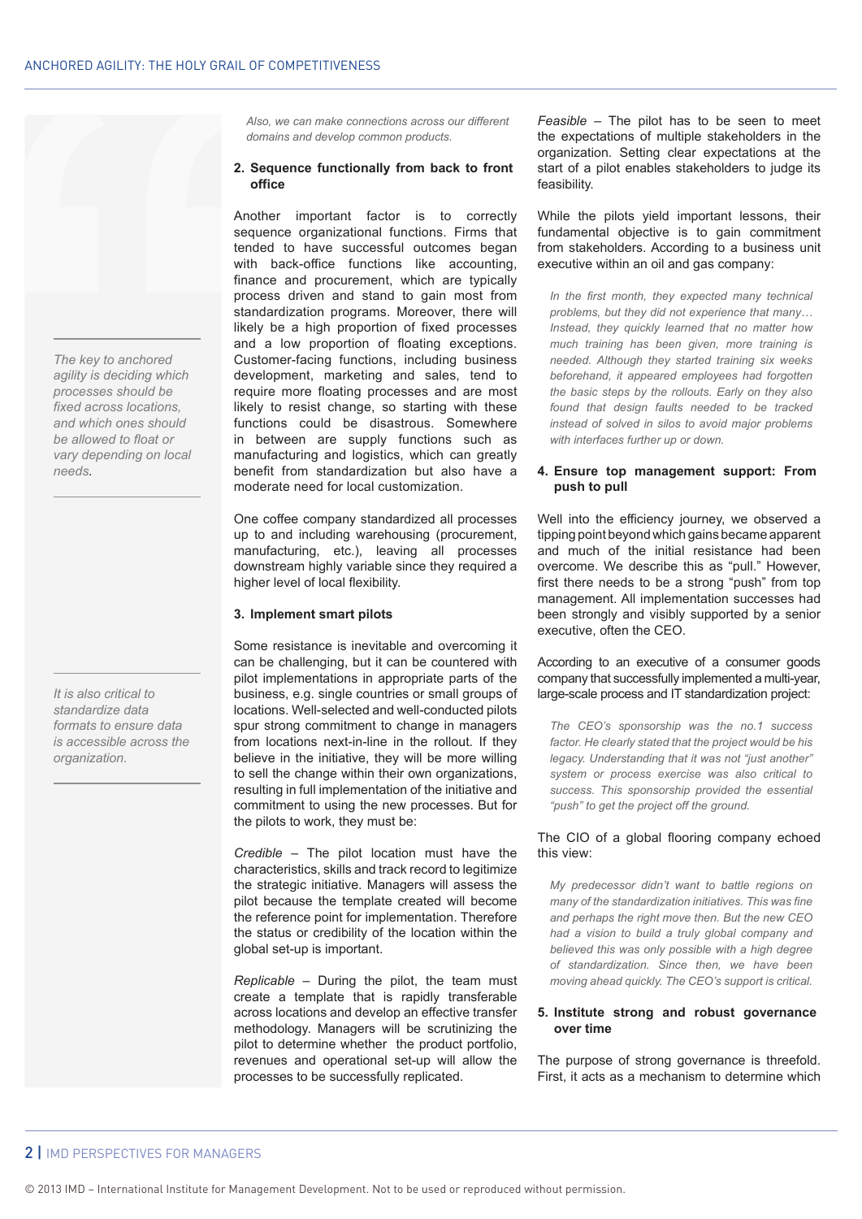> The key to anchored agility is deciding which processes should be fixed across locations, and which ones should be allowed to float or vary depending on local needs.

> It is also critical to standardize data formats to ensure data is accessible across the organization.

*Also, we can make connections across our different domains and develop common products.*

**2. Sequence functionally from back to front office**

Another important factor is to correctly sequence organizational functions. Firms that tended to have successful outcomes began with back-office functions like accounting, finance and procurement, which are typically process driven and stand to gain most from standardization programs. Moreover, there will likely be a high proportion of fixed processes and a low proportion of floating exceptions. Customer-facing functions, including business development, marketing and sales, tend to require more floating processes and are most likely to resist change, so starting with these functions could be disastrous. Somewhere in between are supply functions such as manufacturing and logistics, which can greatly benefit from standardization but also have a moderate need for local customization.

One coffee company standardized all processes up to and including warehousing (procurement, manufacturing, etc.), leaving all processes downstream highly variable since they required a higher level of local flexibility.

**3. Implement smart pilots**

Some resistance is inevitable and overcoming it can be challenging, but it can be countered with pilot implementations in appropriate parts of the business, e.g. single countries or small groups of locations. Well-selected and well-conducted pilots spur strong commitment to change in managers from locations next-in-line in the rollout. If they believe in the initiative, they will be more willing to sell the change within their own organizations, resulting in full implementation of the initiative and commitment to using the new processes. But for the pilots to work, they must be:

*Credible* – The pilot location must have the characteristics, skills and track record to legitimize the strategic initiative. Managers will assess the pilot because the template created will become the reference point for implementation. Therefore the status or credibility of the location within the global set-up is important.

*Replicable* – During the pilot, the team must create a template that is rapidly transferable across locations and develop an effective transfer methodology. Managers will be scrutinizing the pilot to determine whether the product portfolio, revenues and operational set-up will allow the processes to be successfully replicated.

*Feasible* – The pilot has to be seen to meet the expectations of multiple stakeholders in the organization. Setting clear expectations at the start of a pilot enables stakeholders to judge its feasibility.

While the pilots yield important lessons, their fundamental objective is to gain commitment from stakeholders. According to a business unit executive within an oil and gas company:

*In the first month, they expected many technical problems, but they did not experience that many… Instead, they quickly learned that no matter how much training has been given, more training is needed. Although they started training six weeks beforehand, it appeared employees had forgotten the basic steps by the rollouts. Early on they also found that design faults needed to be tracked instead of solved in silos to avoid major problems with interfaces further up or down.*

**4. Ensure top management support: From push to pull**

Well into the efficiency journey, we observed a tipping point beyond which gains became apparent and much of the initial resistance had been overcome. We describe this as "pull." However, first there needs to be a strong "push" from top management. All implementation successes had been strongly and visibly supported by a senior executive, often the CEO.

According to an executive of a consumer goods company that successfully implemented a multi-year, large-scale process and IT standardization project:

*The CEO's sponsorship was the no.1 success factor. He clearly stated that the project would be his legacy. Understanding that it was not "just another" system or process exercise was also critical to success. This sponsorship provided the essential "push" to get the project off the ground.*

The CIO of a global flooring company echoed this view:

*My predecessor didn't want to battle regions on many of the standardization initiatives. This was fine and perhaps the right move then. But the new CEO had a vision to build a truly global company and believed this was only possible with a high degree of standardization. Since then, we have been moving ahead quickly. The CEO's support is critical.*

**5. Institute strong and robust governance over time**

The purpose of strong governance is threefold. First, it acts as a mechanism to determine which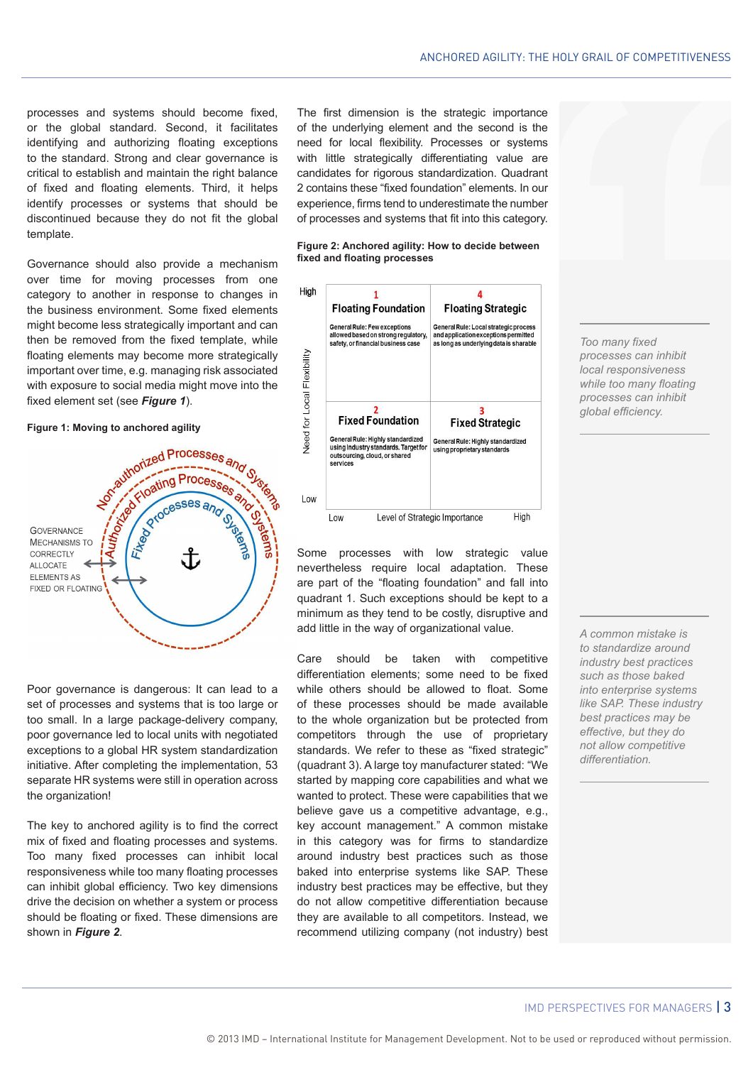processes and systems should become fixed, or the global standard. Second, it facilitates identifying and authorizing floating exceptions to the standard. Strong and clear governance is critical to establish and maintain the right balance of fixed and floating elements. Third, it helps identify processes or systems that should be discontinued because they do not fit the global template.

Governance should also provide a mechanism over time for moving processes from one category to another in response to changes in the business environment. Some fixed elements might become less strategically important and can then be removed from the fixed template, while floating elements may become more strategically important over time, e.g. managing risk associated with exposure to social media might move into the fixed element set (see ***Figure 1***).

**Figure 1: Moving to anchored agility**

Governance Mechanisms to correctly allocate elements as fixed or floating

Non-authorized Processes and Systems

Authorized Floating Processes and Systems

Fixed Processes and Systems

Poor governance is dangerous: It can lead to a set of processes and systems that is too large or too small. In a large package-delivery company, poor governance led to local units with negotiated exceptions to a global HR system standardization initiative. After completing the implementation, 53 separate HR systems were still in operation across the organization!

The key to anchored agility is to find the correct mix of fixed and floating processes and systems. Too many fixed processes can inhibit local responsiveness while too many floating processes can inhibit global efficiency. Two key dimensions drive the decision on whether a system or process should be floating or fixed. These dimensions are shown in ***Figure 2***.

The first dimension is the strategic importance of the underlying element and the second is the need for local flexibility. Processes or systems with little strategically differentiating value are candidates for rigorous standardization. Quadrant 2 contains these "fixed foundation" elements. In our experience, firms tend to underestimate the number of processes and systems that fit into this category.

**Figure 2: Anchored agility: How to decide between fixed and floating processes**

| Need for Local Flexibility ↓ / Level of Strategic Importance → | Low | High |
|---|---|---|
| High | **1 Floating Foundation** — General Rule: Few exceptions allowed based on strong regulatory, safety, or financial business case | **4 Floating Strategic** — General Rule: Local strategic process and application exceptions permitted as long as underlying data is sharable |
| Low | **2 Fixed Foundation** — General Rule: Highly standardized using industry standards. Target for outsourcing, cloud, or shared services | **3 Fixed Strategic** — General Rule: Highly standardized using proprietary standards |

Some processes with low strategic value nevertheless require local adaptation. These are part of the "floating foundation" and fall into quadrant 1. Such exceptions should be kept to a minimum as they tend to be costly, disruptive and add little in the way of organizational value.

Care should be taken with competitive differentiation elements; some need to be fixed while others should be allowed to float. Some of these processes should be made available to the whole organization but be protected from competitors through the use of proprietary standards. We refer to these as "fixed strategic" (quadrant 3). A large toy manufacturer stated: "We started by mapping core capabilities and what we wanted to protect. These were capabilities that we believe gave us a competitive advantage, e.g., key account management." A common mistake in this category was for firms to standardize around industry best practices such as those baked into enterprise systems like SAP. These industry best practices may be effective, but they do not allow competitive differentiation because they are available to all competitors. Instead, we recommend utilizing company (not industry) best

*Too many fixed processes can inhibit local responsiveness while too many floating processes can inhibit global efficiency.*

*A common mistake is to standardize around industry best practices such as those baked into enterprise systems like SAP. These industry best practices may be effective, but they do not allow competitive differentiation.*

© 2013 IMD – International Institute for Management Development. Not to be used or reproduced without permission.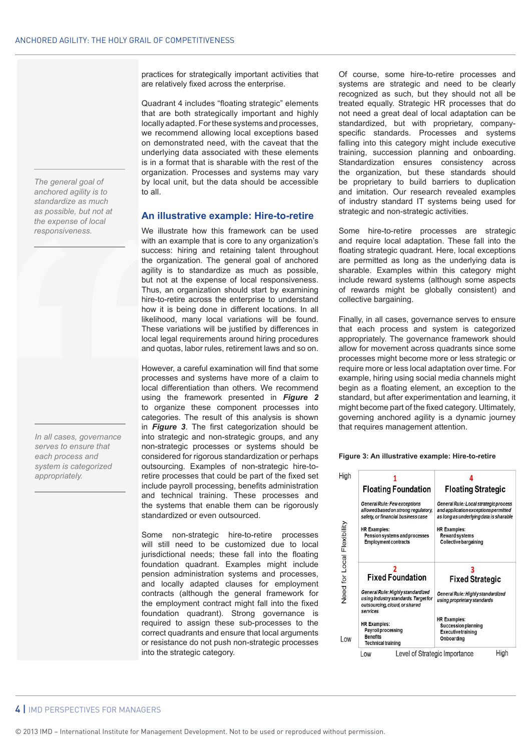practices for strategically important activities that are relatively fixed across the enterprise.

Quadrant 4 includes "floating strategic" elements that are both strategically important and highly locally adapted. For these systems and processes, we recommend allowing local exceptions based on demonstrated need, with the caveat that the underlying data associated with these elements is in a format that is sharable with the rest of the organization. Processes and systems may vary by local unit, but the data should be accessible to all.

*The general goal of anchored agility is to standardize as much as possible, but not at the expense of local responsiveness.*

## An illustrative example: Hire-to-retire

We illustrate how this framework can be used with an example that is core to any organization's success: hiring and retaining talent throughout the organization. The general goal of anchored agility is to standardize as much as possible, but not at the expense of local responsiveness. Thus, an organization should start by examining hire-to-retire across the enterprise to understand how it is being done in different locations. In all likelihood, many local variations will be found. These variations will be justified by differences in local legal requirements around hiring procedures and quotas, labor rules, retirement laws and so on.

However, a careful examination will find that some processes and systems have more of a claim to local differentiation than others. We recommend using the framework presented in ***Figure 2*** to organize these component processes into categories. The result of this analysis is shown in ***Figure 3***. The first categorization should be into strategic and non-strategic groups, and any non-strategic processes or systems should be considered for rigorous standardization or perhaps outsourcing. Examples of non-strategic hire-to-retire processes that could be part of the fixed set include payroll processing, benefits administration and technical training. These processes and the systems that enable them can be rigorously standardized or even outsourced.

Some non-strategic hire-to-retire processes will still need to be customized due to local jurisdictional needs; these fall into the floating foundation quadrant. Examples might include pension administration systems and processes, and locally adapted clauses for employment contracts (although the general framework for the employment contract might fall into the fixed foundation quadrant). Strong governance is required to assign these sub-processes to the correct quadrants and ensure that local arguments or resistance do not push non-strategic processes into the strategic category.

*In all cases, governance serves to ensure that each process and system is categorized appropriately.*

Of course, some hire-to-retire processes and systems are strategic and need to be clearly recognized as such, but they should not all be treated equally. Strategic HR processes that do not need a great deal of local adaptation can be standardized, but with proprietary, company-specific standards. Processes and systems falling into this category might include executive training, succession planning and onboarding. Standardization ensures consistency across the organization, but these standards should be proprietary to build barriers to duplication and imitation. Our research revealed examples of industry standard IT systems being used for strategic and non-strategic activities.

Some hire-to-retire processes are strategic and require local adaptation. These fall into the floating strategic quadrant. Here, local exceptions are permitted as long as the underlying data is sharable. Examples within this category might include reward systems (although some aspects of rewards might be globally consistent) and collective bargaining.

Finally, in all cases, governance serves to ensure that each process and system is categorized appropriately. The governance framework should allow for movement across quadrants since some processes might become more or less strategic or require more or less local adaptation over time. For example, hiring using social media channels might begin as a floating element, an exception to the standard, but after experimentation and learning, it might become part of the fixed category. Ultimately, governing anchored agility is a dynamic journey that requires management attention.

**Figure 3: An illustrative example: Hire-to-retire**

Need for Local Flexibility (Low – High)

1 Floating Foundation
General Rule: Few exceptions allowed based on strong regulatory, safety, or financial business case
HR Examples:
Pension systems and processes
Employment contracts

4 Floating Strategic
General Rule: Local strategic process and application exceptions permitted as long as underlying data is sharable
HR Examples:
Reward systems
Collective bargaining

2 Fixed Foundation
General Rule: Highly standardized using industry standards. Target for outsourcing, cloud, or shared services
HR Examples:
Payroll processing
Benefits
Technical training

3 Fixed Strategic
General Rule: Highly standardized using proprietary standards
HR Examples:
Succession planning
Executive training
Onboarding

Level of Strategic Importance (Low – High)

© 2013 IMD – International Institute for Management Development. Not to be used or reproduced without permission.